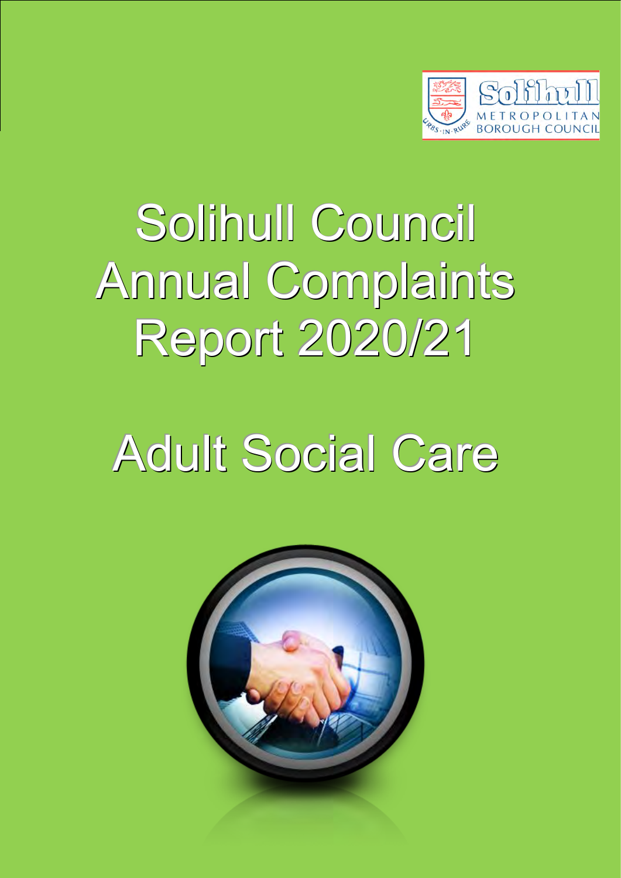# Solihull Council Annual Complaints Report 2020/21

# Adult Social Care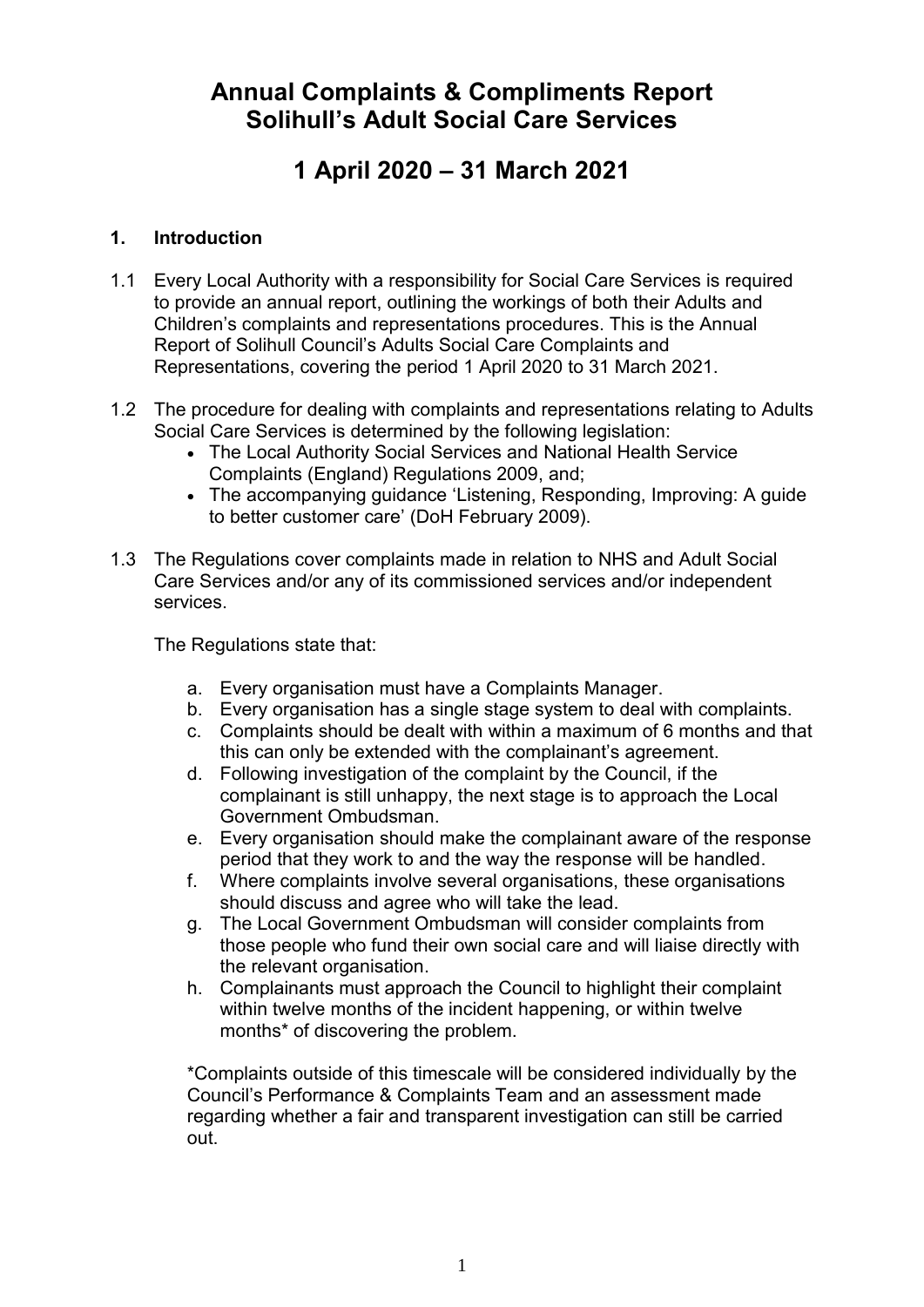# Annual Complaints & Compliments Report
# Solihull's Adult Social Care Services

# 1 April 2020 – 31 March 2021

## 1. Introduction

1.1 Every Local Authority with a responsibility for Social Care Services is required to provide an annual report, outlining the workings of both their Adults and Children's complaints and representations procedures. This is the Annual Report of Solihull Council's Adults Social Care Complaints and Representations, covering the period 1 April 2020 to 31 March 2021.

1.2 The procedure for dealing with complaints and representations relating to Adults Social Care Services is determined by the following legislation:

- The Local Authority Social Services and National Health Service Complaints (England) Regulations 2009, and;
- The accompanying guidance 'Listening, Responding, Improving: A guide to better customer care' (DoH February 2009).

1.3 The Regulations cover complaints made in relation to NHS and Adult Social Care Services and/or any of its commissioned services and/or independent services.

The Regulations state that:

a. Every organisation must have a Complaints Manager.
b. Every organisation has a single stage system to deal with complaints.
c. Complaints should be dealt with within a maximum of 6 months and that this can only be extended with the complainant's agreement.
d. Following investigation of the complaint by the Council, if the complainant is still unhappy, the next stage is to approach the Local Government Ombudsman.
e. Every organisation should make the complainant aware of the response period that they work to and the way the response will be handled.
f. Where complaints involve several organisations, these organisations should discuss and agree who will take the lead.
g. The Local Government Ombudsman will consider complaints from those people who fund their own social care and will liaise directly with the relevant organisation.
h. Complainants must approach the Council to highlight their complaint within twelve months of the incident happening, or within twelve months* of discovering the problem.

*Complaints outside of this timescale will be considered individually by the Council's Performance & Complaints Team and an assessment made regarding whether a fair and transparent investigation can still be carried out.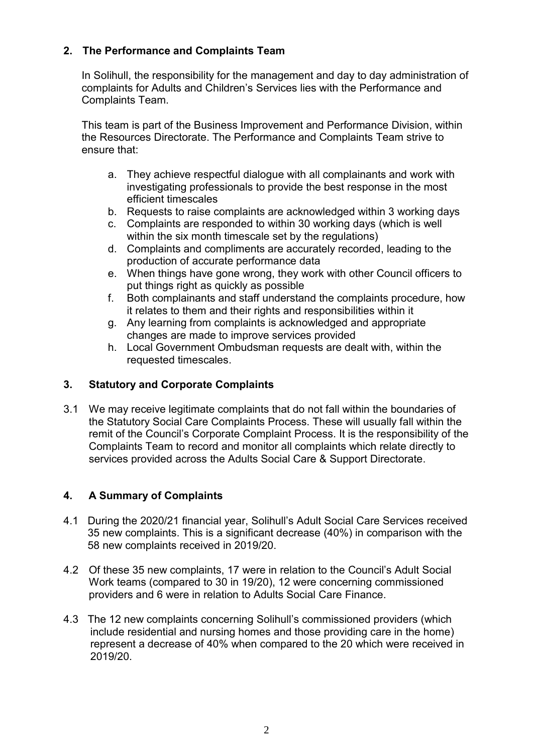## 2. The Performance and Complaints Team

In Solihull, the responsibility for the management and day to day administration of complaints for Adults and Children's Services lies with the Performance and Complaints Team.

This team is part of the Business Improvement and Performance Division, within the Resources Directorate. The Performance and Complaints Team strive to ensure that:

a. They achieve respectful dialogue with all complainants and work with investigating professionals to provide the best response in the most efficient timescales
b. Requests to raise complaints are acknowledged within 3 working days
c. Complaints are responded to within 30 working days (which is well within the six month timescale set by the regulations)
d. Complaints and compliments are accurately recorded, leading to the production of accurate performance data
e. When things have gone wrong, they work with other Council officers to put things right as quickly as possible
f. Both complainants and staff understand the complaints procedure, how it relates to them and their rights and responsibilities within it
g. Any learning from complaints is acknowledged and appropriate changes are made to improve services provided
h. Local Government Ombudsman requests are dealt with, within the requested timescales.

## 3. Statutory and Corporate Complaints

3.1 We may receive legitimate complaints that do not fall within the boundaries of the Statutory Social Care Complaints Process. These will usually fall within the remit of the Council's Corporate Complaint Process. It is the responsibility of the Complaints Team to record and monitor all complaints which relate directly to services provided across the Adults Social Care & Support Directorate.

## 4. A Summary of Complaints

4.1 During the 2020/21 financial year, Solihull's Adult Social Care Services received 35 new complaints. This is a significant decrease (40%) in comparison with the 58 new complaints received in 2019/20.

4.2 Of these 35 new complaints, 17 were in relation to the Council's Adult Social Work teams (compared to 30 in 19/20), 12 were concerning commissioned providers and 6 were in relation to Adults Social Care Finance.

4.3 The 12 new complaints concerning Solihull's commissioned providers (which include residential and nursing homes and those providing care in the home) represent a decrease of 40% when compared to the 20 which were received in 2019/20.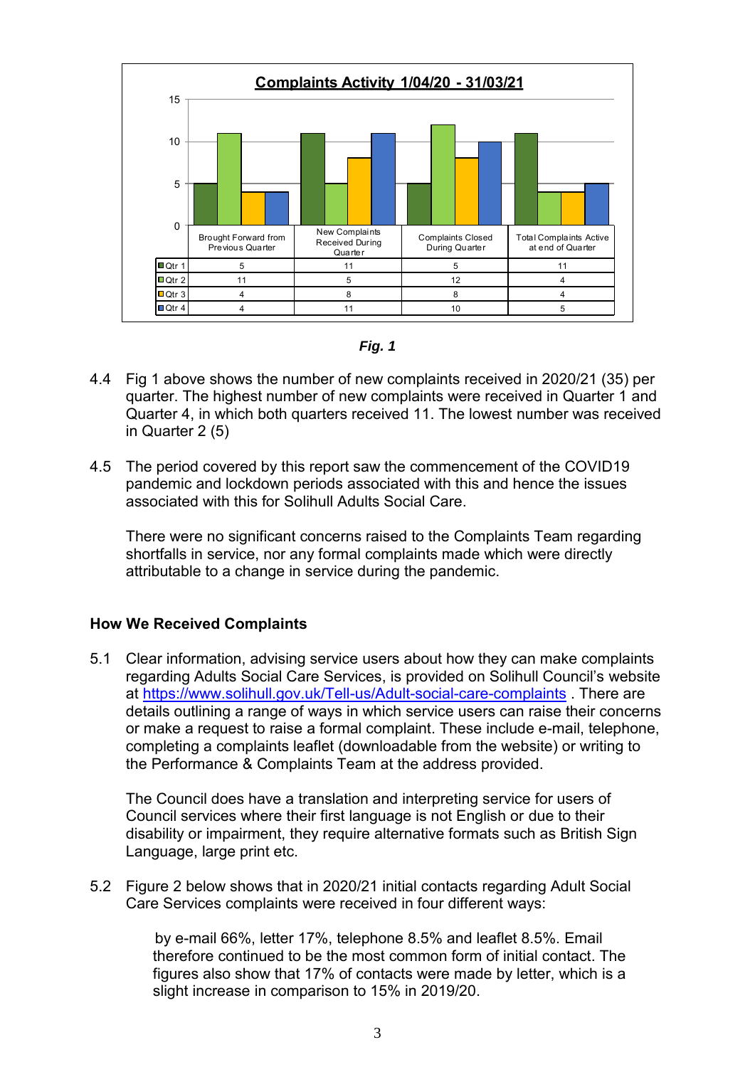**Complaints Activity 1/04/20 - 31/03/21**

| | Brought Forward from Previous Quarter | New Complaints Received During Quarter | Complaints Closed During Quarter | Total Complaints Active at end of Quarter |
|---|---|---|---|---|
| Qtr 1 | 5 | 11 | 5 | 11 |
| Qtr 2 | 11 | 5 | 12 | 4 |
| Qtr 3 | 4 | 8 | 8 | 4 |
| Qtr 4 | 4 | 11 | 10 | 5 |

***Fig. 1***

4.4 Fig 1 above shows the number of new complaints received in 2020/21 (35) per quarter. The highest number of new complaints were received in Quarter 1 and Quarter 4, in which both quarters received 11. The lowest number was received in Quarter 2 (5)

4.5 The period covered by this report saw the commencement of the COVID19 pandemic and lockdown periods associated with this and hence the issues associated with this for Solihull Adults Social Care.

There were no significant concerns raised to the Complaints Team regarding shortfalls in service, nor any formal complaints made which were directly attributable to a change in service during the pandemic.

**How We Received Complaints**

5.1 Clear information, advising service users about how they can make complaints regarding Adults Social Care Services, is provided on Solihull Council's website at https://www.solihull.gov.uk/Tell-us/Adult-social-care-complaints . There are details outlining a range of ways in which service users can raise their concerns or make a request to raise a formal complaint. These include e-mail, telephone, completing a complaints leaflet (downloadable from the website) or writing to the Performance & Complaints Team at the address provided.

The Council does have a translation and interpreting service for users of Council services where their first language is not English or due to their disability or impairment, they require alternative formats such as British Sign Language, large print etc.

5.2 Figure 2 below shows that in 2020/21 initial contacts regarding Adult Social Care Services complaints were received in four different ways:

by e-mail 66%, letter 17%, telephone 8.5% and leaflet 8.5%. Email therefore continued to be the most common form of initial contact. The figures also show that 17% of contacts were made by letter, which is a slight increase in comparison to 15% in 2019/20.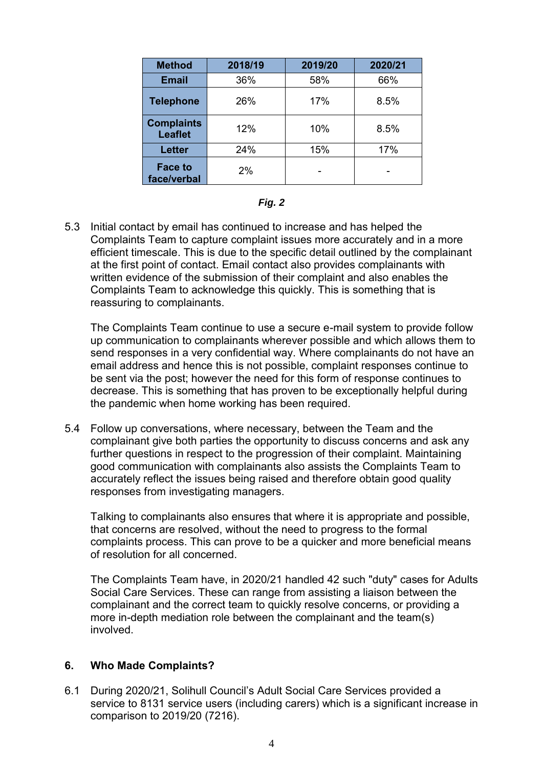| Method | 2018/19 | 2019/20 | 2020/21 |
|---|---|---|---|
| Email | 36% | 58% | 66% |
| Telephone | 26% | 17% | 8.5% |
| Complaints Leaflet | 12% | 10% | 8.5% |
| Letter | 24% | 15% | 17% |
| Face to face/verbal | 2% | - | - |

***Fig. 2***

5.3 Initial contact by email has continued to increase and has helped the Complaints Team to capture complaint issues more accurately and in a more efficient timescale. This is due to the specific detail outlined by the complainant at the first point of contact. Email contact also provides complainants with written evidence of the submission of their complaint and also enables the Complaints Team to acknowledge this quickly. This is something that is reassuring to complainants.

The Complaints Team continue to use a secure e-mail system to provide follow up communication to complainants wherever possible and which allows them to send responses in a very confidential way. Where complainants do not have an email address and hence this is not possible, complaint responses continue to be sent via the post; however the need for this form of response continues to decrease. This is something that has proven to be exceptionally helpful during the pandemic when home working has been required.

5.4 Follow up conversations, where necessary, between the Team and the complainant give both parties the opportunity to discuss concerns and ask any further questions in respect to the progression of their complaint. Maintaining good communication with complainants also assists the Complaints Team to accurately reflect the issues being raised and therefore obtain good quality responses from investigating managers.

Talking to complainants also ensures that where it is appropriate and possible, that concerns are resolved, without the need to progress to the formal complaints process. This can prove to be a quicker and more beneficial means of resolution for all concerned.

The Complaints Team have, in 2020/21 handled 42 such "duty" cases for Adults Social Care Services. These can range from assisting a liaison between the complainant and the correct team to quickly resolve concerns, or providing a more in-depth mediation role between the complainant and the team(s) involved.

## 6. Who Made Complaints?

6.1 During 2020/21, Solihull Council's Adult Social Care Services provided a service to 8131 service users (including carers) which is a significant increase in comparison to 2019/20 (7216).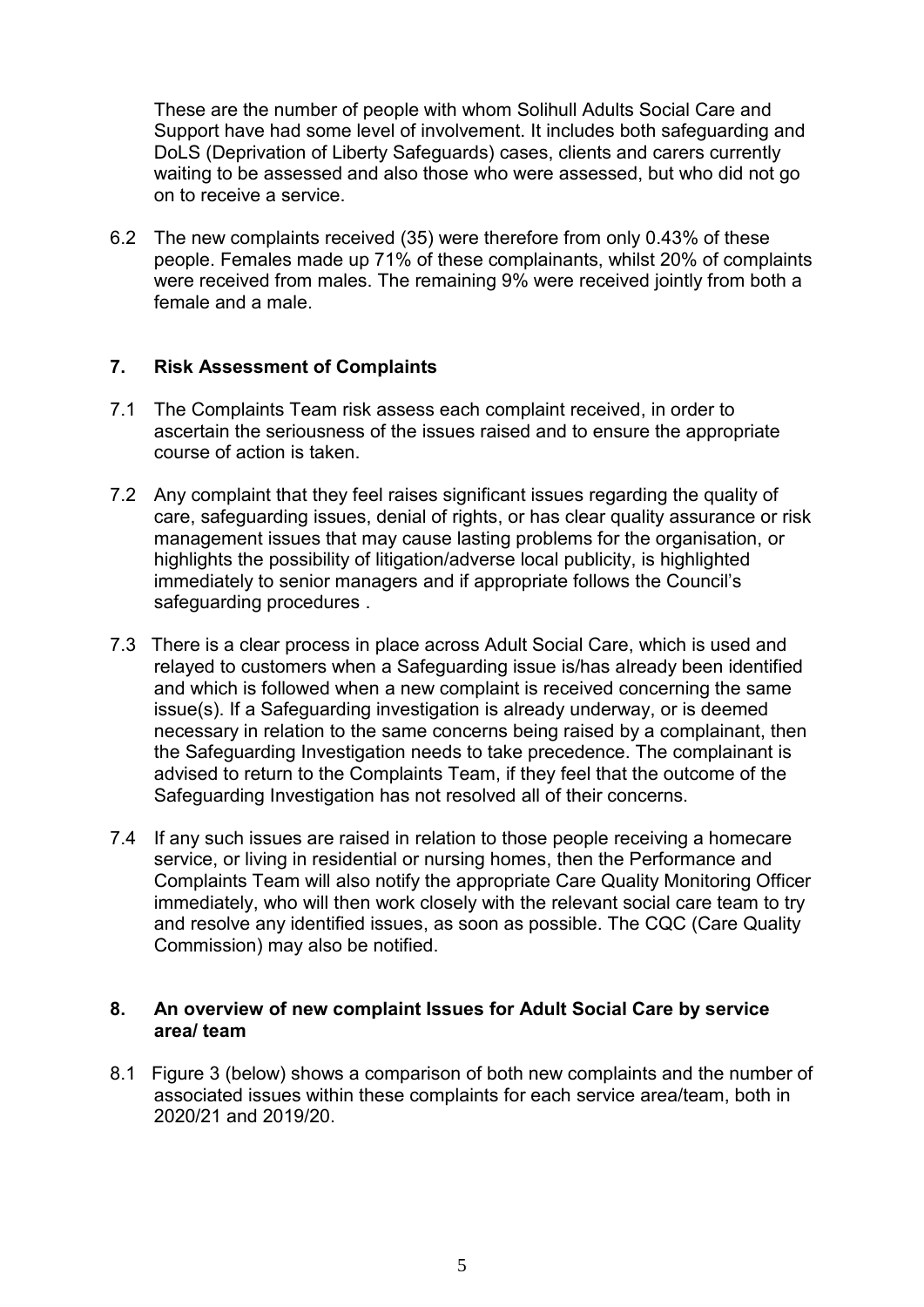These are the number of people with whom Solihull Adults Social Care and Support have had some level of involvement. It includes both safeguarding and DoLS (Deprivation of Liberty Safeguards) cases, clients and carers currently waiting to be assessed and also those who were assessed, but who did not go on to receive a service.

6.2 The new complaints received (35) were therefore from only 0.43% of these people. Females made up 71% of these complainants, whilst 20% of complaints were received from males. The remaining 9% were received jointly from both a female and a male.

## 7. Risk Assessment of Complaints

7.1 The Complaints Team risk assess each complaint received, in order to ascertain the seriousness of the issues raised and to ensure the appropriate course of action is taken.

7.2 Any complaint that they feel raises significant issues regarding the quality of care, safeguarding issues, denial of rights, or has clear quality assurance or risk management issues that may cause lasting problems for the organisation, or highlights the possibility of litigation/adverse local publicity, is highlighted immediately to senior managers and if appropriate follows the Council's safeguarding procedures .

7.3 There is a clear process in place across Adult Social Care, which is used and relayed to customers when a Safeguarding issue is/has already been identified and which is followed when a new complaint is received concerning the same issue(s). If a Safeguarding investigation is already underway, or is deemed necessary in relation to the same concerns being raised by a complainant, then the Safeguarding Investigation needs to take precedence. The complainant is advised to return to the Complaints Team, if they feel that the outcome of the Safeguarding Investigation has not resolved all of their concerns.

7.4 If any such issues are raised in relation to those people receiving a homecare service, or living in residential or nursing homes, then the Performance and Complaints Team will also notify the appropriate Care Quality Monitoring Officer immediately, who will then work closely with the relevant social care team to try and resolve any identified issues, as soon as possible. The CQC (Care Quality Commission) may also be notified.

## 8. An overview of new complaint Issues for Adult Social Care by service area/ team

8.1 Figure 3 (below) shows a comparison of both new complaints and the number of associated issues within these complaints for each service area/team, both in 2020/21 and 2019/20.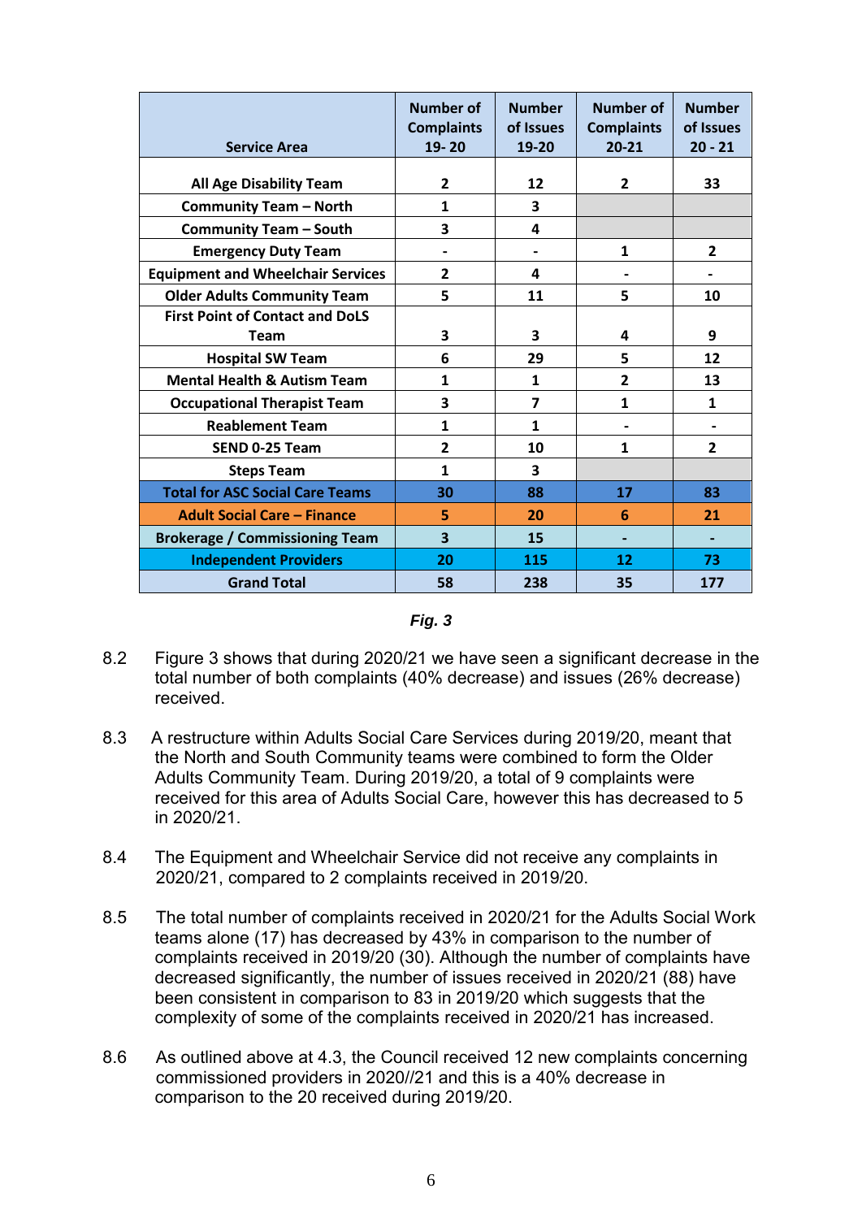| Service Area | Number of Complaints 19- 20 | Number of Issues 19-20 | Number of Complaints 20-21 | Number of Issues 20 - 21 |
|---|---|---|---|---|
| **All Age Disability Team** | **2** | **12** | **2** | **33** |
| **Community Team – North** | **1** | **3** | | |
| **Community Team – South** | **3** | **4** | | |
| **Emergency Duty Team** | **-** | **-** | **1** | **2** |
| **Equipment and Wheelchair Services** | **2** | **4** | **-** | **-** |
| **Older Adults Community Team** | **5** | **11** | **5** | **10** |
| **First Point of Contact and DoLS Team** | **3** | **3** | **4** | **9** |
| **Hospital SW Team** | **6** | **29** | **5** | **12** |
| **Mental Health & Autism Team** | **1** | **1** | **2** | **13** |
| **Occupational Therapist Team** | **3** | **7** | **1** | **1** |
| **Reablement Team** | **1** | **1** | **-** | **-** |
| **SEND 0-25 Team** | **2** | **10** | **1** | **2** |
| **Steps Team** | **1** | **3** | | |
| **Total for ASC Social Care Teams** | **30** | **88** | **17** | **83** |
| **Adult Social Care – Finance** | **5** | **20** | **6** | **21** |
| **Brokerage / Commissioning Team** | **3** | **15** | **-** | **-** |
| **Independent Providers** | **20** | **115** | **12** | **73** |
| **Grand Total** | **58** | **238** | **35** | **177** |

***Fig. 3***

8.2 Figure 3 shows that during 2020/21 we have seen a significant decrease in the total number of both complaints (40% decrease) and issues (26% decrease) received.

8.3 A restructure within Adults Social Care Services during 2019/20, meant that the North and South Community teams were combined to form the Older Adults Community Team. During 2019/20, a total of 9 complaints were received for this area of Adults Social Care, however this has decreased to 5 in 2020/21.

8.4 The Equipment and Wheelchair Service did not receive any complaints in 2020/21, compared to 2 complaints received in 2019/20.

8.5 The total number of complaints received in 2020/21 for the Adults Social Work teams alone (17) has decreased by 43% in comparison to the number of complaints received in 2019/20 (30). Although the number of complaints have decreased significantly, the number of issues received in 2020/21 (88) have been consistent in comparison to 83 in 2019/20 which suggests that the complexity of some of the complaints received in 2020/21 has increased.

8.6 As outlined above at 4.3, the Council received 12 new complaints concerning commissioned providers in 2020//21 and this is a 40% decrease in comparison to the 20 received during 2019/20.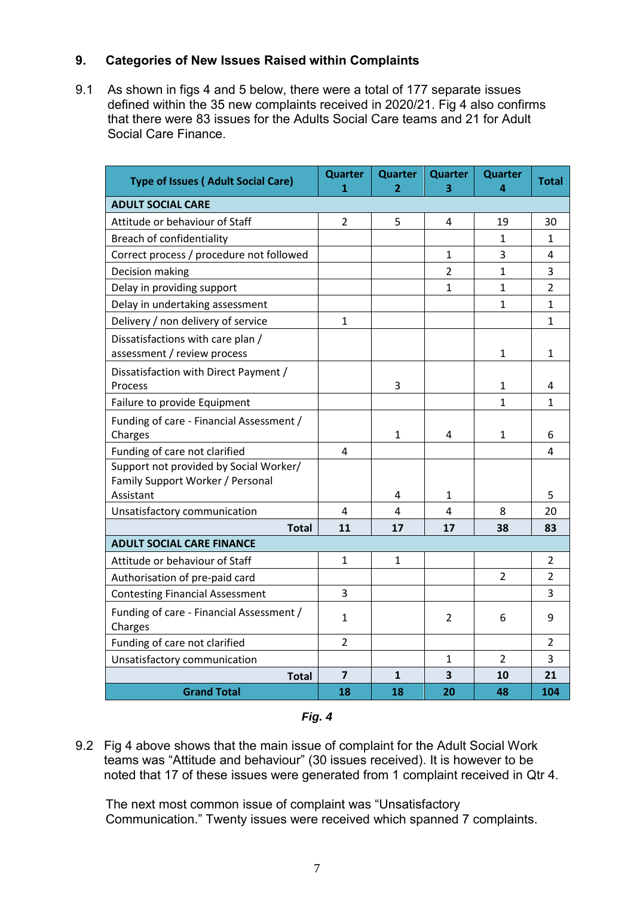## 9. Categories of New Issues Raised within Complaints

9.1 As shown in figs 4 and 5 below, there were a total of 177 separate issues defined within the 35 new complaints received in 2020/21. Fig 4 also confirms that there were 83 issues for the Adults Social Care teams and 21 for Adult Social Care Finance.

| Type of Issues ( Adult Social Care) | Quarter 1 | Quarter 2 | Quarter 3 | Quarter 4 | Total |
|---|---|---|---|---|---|
| **ADULT SOCIAL CARE** | | | | | |
| Attitude or behaviour of Staff | 2 | 5 | 4 | 19 | 30 |
| Breach of confidentiality | | | | 1 | 1 |
| Correct process / procedure not followed | | | 1 | 3 | 4 |
| Decision making | | | 2 | 1 | 3 |
| Delay in providing support | | | 1 | 1 | 2 |
| Delay in undertaking assessment | | | | 1 | 1 |
| Delivery / non delivery of service | 1 | | | | 1 |
| Dissatisfactions with care plan / assessment / review process | | | | 1 | 1 |
| Dissatisfaction with Direct Payment / Process | | 3 | | 1 | 4 |
| Failure to provide Equipment | | | | 1 | 1 |
| Funding of care - Financial Assessment / Charges | | 1 | 4 | 1 | 6 |
| Funding of care not clarified | 4 | | | | 4 |
| Support not provided by Social Worker/ Family Support Worker / Personal Assistant | | 4 | 1 | | 5 |
| Unsatisfactory communication | 4 | 4 | 4 | 8 | 20 |
| **Total** | **11** | **17** | **17** | **38** | **83** |
| **ADULT SOCIAL CARE FINANCE** | | | | | |
| Attitude or behaviour of Staff | 1 | 1 | | | 2 |
| Authorisation of pre-paid card | | | | 2 | 2 |
| Contesting Financial Assessment | 3 | | | | 3 |
| Funding of care - Financial Assessment / Charges | 1 | | 2 | 6 | 9 |
| Funding of care not clarified | 2 | | | | 2 |
| Unsatisfactory communication | | | 1 | 2 | 3 |
| **Total** | **7** | **1** | **3** | **10** | **21** |
| **Grand Total** | **18** | **18** | **20** | **48** | **104** |

***Fig. 4***

9.2 Fig 4 above shows that the main issue of complaint for the Adult Social Work teams was "Attitude and behaviour" (30 issues received). It is however to be noted that 17 of these issues were generated from 1 complaint received in Qtr 4.

The next most common issue of complaint was "Unsatisfactory Communication." Twenty issues were received which spanned 7 complaints.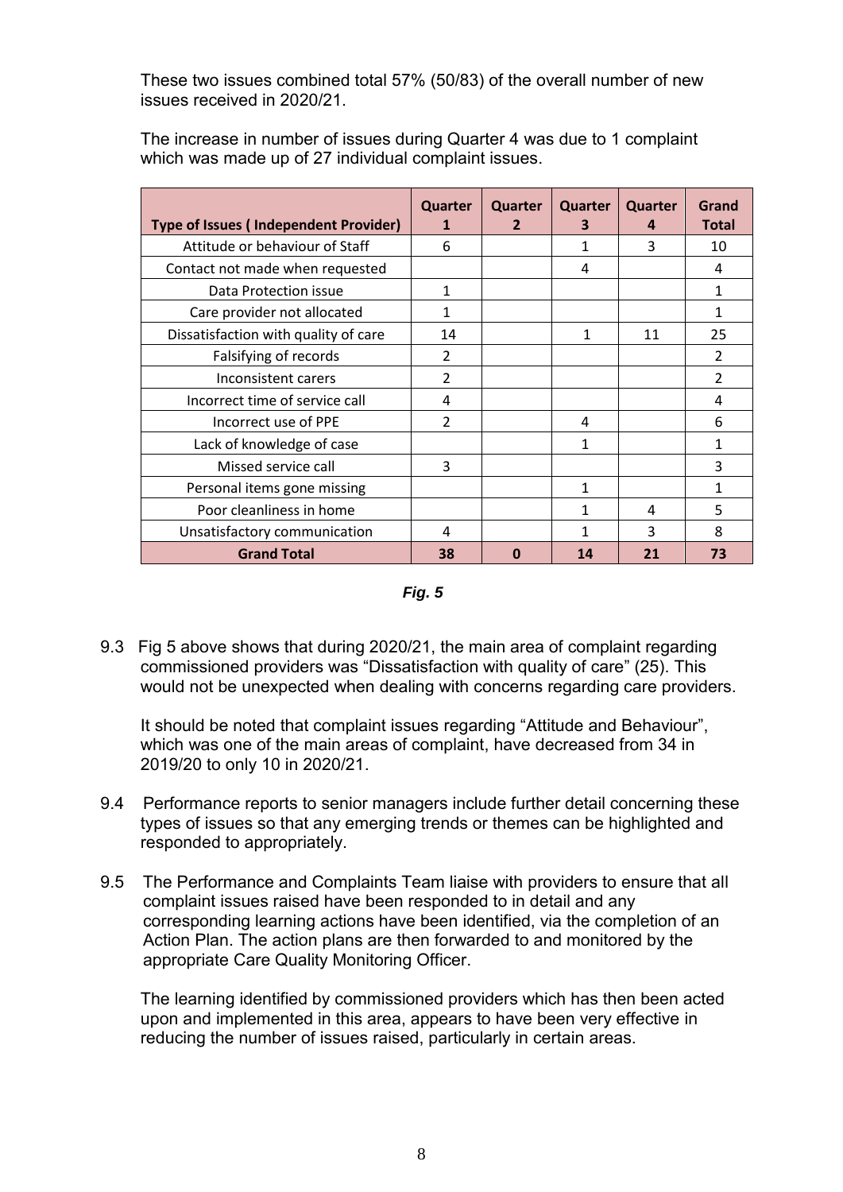These two issues combined total 57% (50/83) of the overall number of new issues received in 2020/21.

The increase in number of issues during Quarter 4 was due to 1 complaint which was made up of 27 individual complaint issues.

| Type of Issues ( Independent Provider) | Quarter 1 | Quarter 2 | Quarter 3 | Quarter 4 | Grand Total |
|---|---|---|---|---|---|
| Attitude or behaviour of Staff | 6 | | 1 | 3 | 10 |
| Contact not made when requested | | | 4 | | 4 |
| Data Protection issue | 1 | | | | 1 |
| Care provider not allocated | 1 | | | | 1 |
| Dissatisfaction with quality of care | 14 | | 1 | 11 | 25 |
| Falsifying of records | 2 | | | | 2 |
| Inconsistent carers | 2 | | | | 2 |
| Incorrect time of service call | 4 | | | | 4 |
| Incorrect use of PPE | 2 | | 4 | | 6 |
| Lack of knowledge of case | | | 1 | | 1 |
| Missed service call | 3 | | | | 3 |
| Personal items gone missing | | | 1 | | 1 |
| Poor cleanliness in home | | | 1 | 4 | 5 |
| Unsatisfactory communication | 4 | | 1 | 3 | 8 |
| **Grand Total** | **38** | **0** | **14** | **21** | **73** |

***Fig. 5***

9.3 Fig 5 above shows that during 2020/21, the main area of complaint regarding commissioned providers was "Dissatisfaction with quality of care" (25). This would not be unexpected when dealing with concerns regarding care providers.

It should be noted that complaint issues regarding "Attitude and Behaviour", which was one of the main areas of complaint, have decreased from 34 in 2019/20 to only 10 in 2020/21.

9.4 Performance reports to senior managers include further detail concerning these types of issues so that any emerging trends or themes can be highlighted and responded to appropriately.

9.5 The Performance and Complaints Team liaise with providers to ensure that all complaint issues raised have been responded to in detail and any corresponding learning actions have been identified, via the completion of an Action Plan. The action plans are then forwarded to and monitored by the appropriate Care Quality Monitoring Officer.

The learning identified by commissioned providers which has then been acted upon and implemented in this area, appears to have been very effective in reducing the number of issues raised, particularly in certain areas.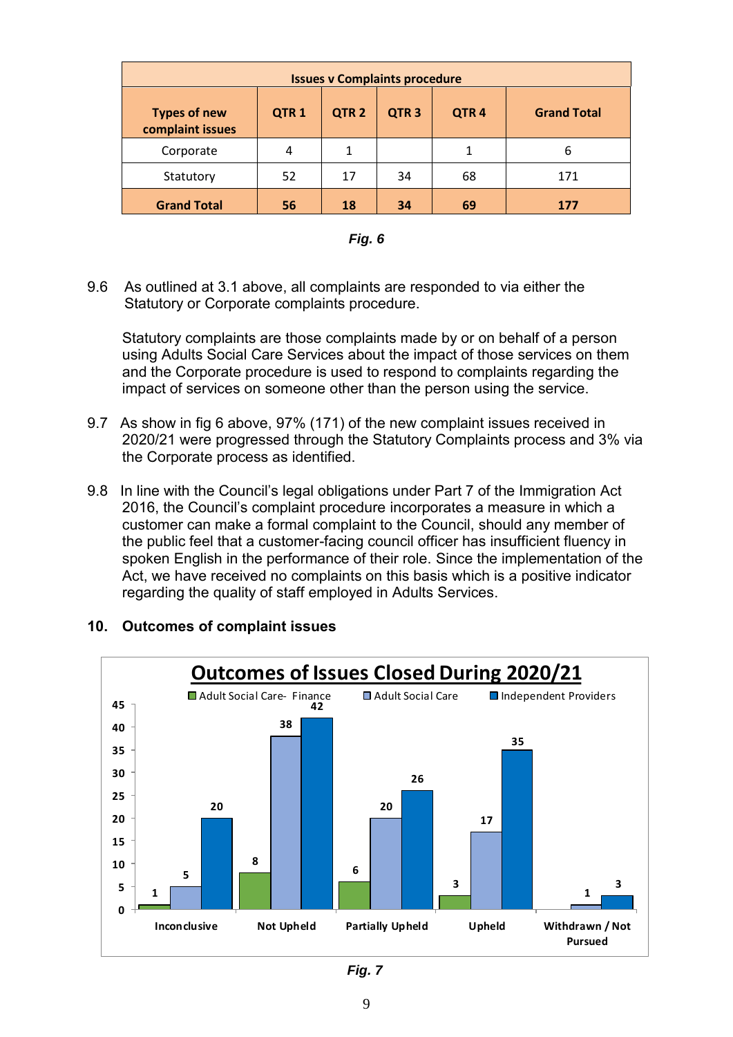| Issues v Complaints procedure | | | | | |
|---|---|---|---|---|---|
| **Types of new complaint issues** | **QTR 1** | **QTR 2** | **QTR 3** | **QTR 4** | **Grand Total** |
| Corporate | 4 | 1 | | 1 | 6 |
| Statutory | 52 | 17 | 34 | 68 | 171 |
| **Grand Total** | **56** | **18** | **34** | **69** | **177** |

***Fig. 6***

9.6 As outlined at 3.1 above, all complaints are responded to via either the Statutory or Corporate complaints procedure.

Statutory complaints are those complaints made by or on behalf of a person using Adults Social Care Services about the impact of those services on them and the Corporate procedure is used to respond to complaints regarding the impact of services on someone other than the person using the service.

9.7 As show in fig 6 above, 97% (171) of the new complaint issues received in 2020/21 were progressed through the Statutory Complaints process and 3% via the Corporate process as identified.

9.8 In line with the Council's legal obligations under Part 7 of the Immigration Act 2016, the Council's complaint procedure incorporates a measure in which a customer can make a formal complaint to the Council, should any member of the public feel that a customer-facing council officer has insufficient fluency in spoken English in the performance of their role. Since the implementation of the Act, we have received no complaints on this basis which is a positive indicator regarding the quality of staff employed in Adults Services.

## 10. Outcomes of complaint issues

**Outcomes of Issues Closed During 2020/21**

| Outcome | Adult Social Care- Finance | Adult Social Care | Independent Providers |
|---|---|---|---|
| Inconclusive | 1 | 5 | 20 |
| Not Upheld | 8 | 38 | 42 |
| Partially Upheld | 6 | 20 | 26 |
| Upheld | 3 | 17 | 35 |
| Withdrawn / Not Pursued | | 1 | 3 |

***Fig. 7***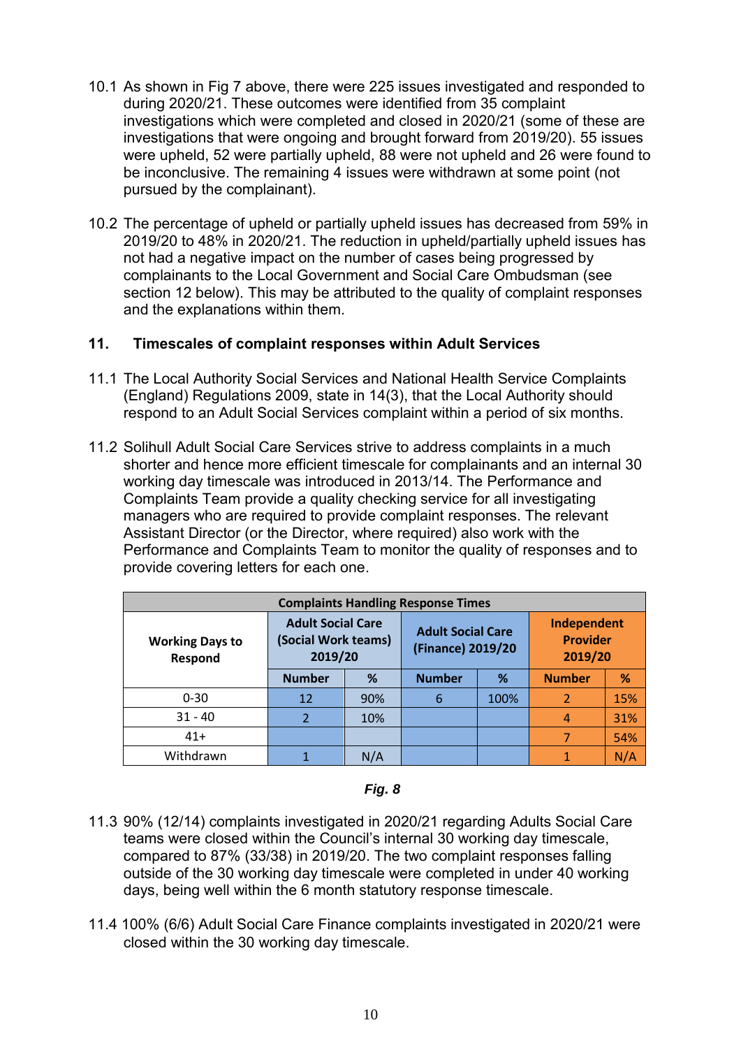10.1 As shown in Fig 7 above, there were 225 issues investigated and responded to during 2020/21. These outcomes were identified from 35 complaint investigations which were completed and closed in 2020/21 (some of these are investigations that were ongoing and brought forward from 2019/20). 55 issues were upheld, 52 were partially upheld, 88 were not upheld and 26 were found to be inconclusive. The remaining 4 issues were withdrawn at some point (not pursued by the complainant).

10.2 The percentage of upheld or partially upheld issues has decreased from 59% in 2019/20 to 48% in 2020/21. The reduction in upheld/partially upheld issues has not had a negative impact on the number of cases being progressed by complainants to the Local Government and Social Care Ombudsman (see section 12 below). This may be attributed to the quality of complaint responses and the explanations within them.

## 11. Timescales of complaint responses within Adult Services

11.1 The Local Authority Social Services and National Health Service Complaints (England) Regulations 2009, state in 14(3), that the Local Authority should respond to an Adult Social Services complaint within a period of six months.

11.2 Solihull Adult Social Care Services strive to address complaints in a much shorter and hence more efficient timescale for complainants and an internal 30 working day timescale was introduced in 2013/14. The Performance and Complaints Team provide a quality checking service for all investigating managers who are required to provide complaint responses. The relevant Assistant Director (or the Director, where required) also work with the Performance and Complaints Team to monitor the quality of responses and to provide covering letters for each one.

| Complaints Handling Response Times | | | | | | |
|---|---|---|---|---|---|---|
| Working Days to Respond | Adult Social Care (Social Work teams) 2019/20 | | Adult Social Care (Finance) 2019/20 | | Independent Provider 2019/20 | |
| | Number | % | Number | % | Number | % |
| 0-30 | 12 | 90% | 6 | 100% | 2 | 15% |
| 31 - 40 | 2 | 10% | | | 4 | 31% |
| 41+ | | | | | 7 | 54% |
| Withdrawn | 1 | N/A | | | 1 | N/A |

***Fig. 8***

11.3 90% (12/14) complaints investigated in 2020/21 regarding Adults Social Care teams were closed within the Council's internal 30 working day timescale, compared to 87% (33/38) in 2019/20. The two complaint responses falling outside of the 30 working day timescale were completed in under 40 working days, being well within the 6 month statutory response timescale.

11.4 100% (6/6) Adult Social Care Finance complaints investigated in 2020/21 were closed within the 30 working day timescale.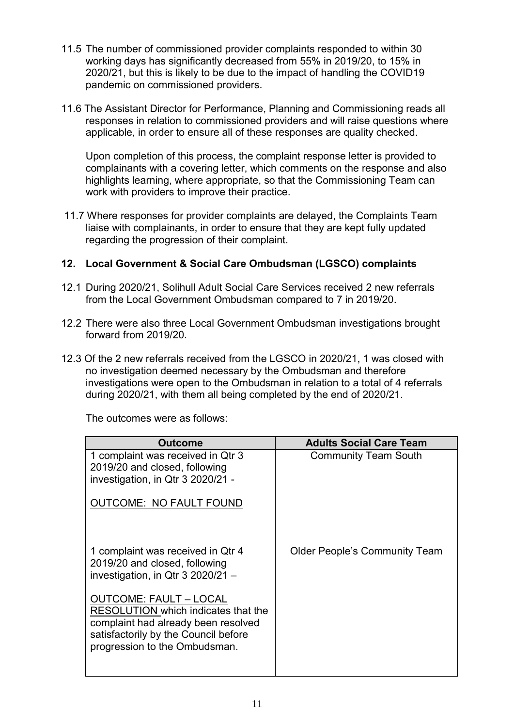11.5 The number of commissioned provider complaints responded to within 30 working days has significantly decreased from 55% in 2019/20, to 15% in 2020/21, but this is likely to be due to the impact of handling the COVID19 pandemic on commissioned providers.

11.6 The Assistant Director for Performance, Planning and Commissioning reads all responses in relation to commissioned providers and will raise questions where applicable, in order to ensure all of these responses are quality checked.

Upon completion of this process, the complaint response letter is provided to complainants with a covering letter, which comments on the response and also highlights learning, where appropriate, so that the Commissioning Team can work with providers to improve their practice.

11.7 Where responses for provider complaints are delayed, the Complaints Team liaise with complainants, in order to ensure that they are kept fully updated regarding the progression of their complaint.

## 12. Local Government & Social Care Ombudsman (LGSCO) complaints

12.1 During 2020/21, Solihull Adult Social Care Services received 2 new referrals from the Local Government Ombudsman compared to 7 in 2019/20.

12.2 There were also three Local Government Ombudsman investigations brought forward from 2019/20.

12.3 Of the 2 new referrals received from the LGSCO in 2020/21, 1 was closed with no investigation deemed necessary by the Ombudsman and therefore investigations were open to the Ombudsman in relation to a total of 4 referrals during 2020/21, with them all being completed by the end of 2020/21.

The outcomes were as follows:

| Outcome | Adults Social Care Team |
|---|---|
| 1 complaint was received in Qtr 3 2019/20 and closed, following investigation, in Qtr 3 2020/21 - <br><br> <u>OUTCOME: NO FAULT FOUND</u> | Community Team South |
| 1 complaint was received in Qtr 4 2019/20 and closed, following investigation, in Qtr 3 2020/21 – <br><br> <u>OUTCOME: FAULT – LOCAL RESOLUTION</u> which indicates that the complaint had already been resolved satisfactorily by the Council before progression to the Ombudsman. | Older People's Community Team |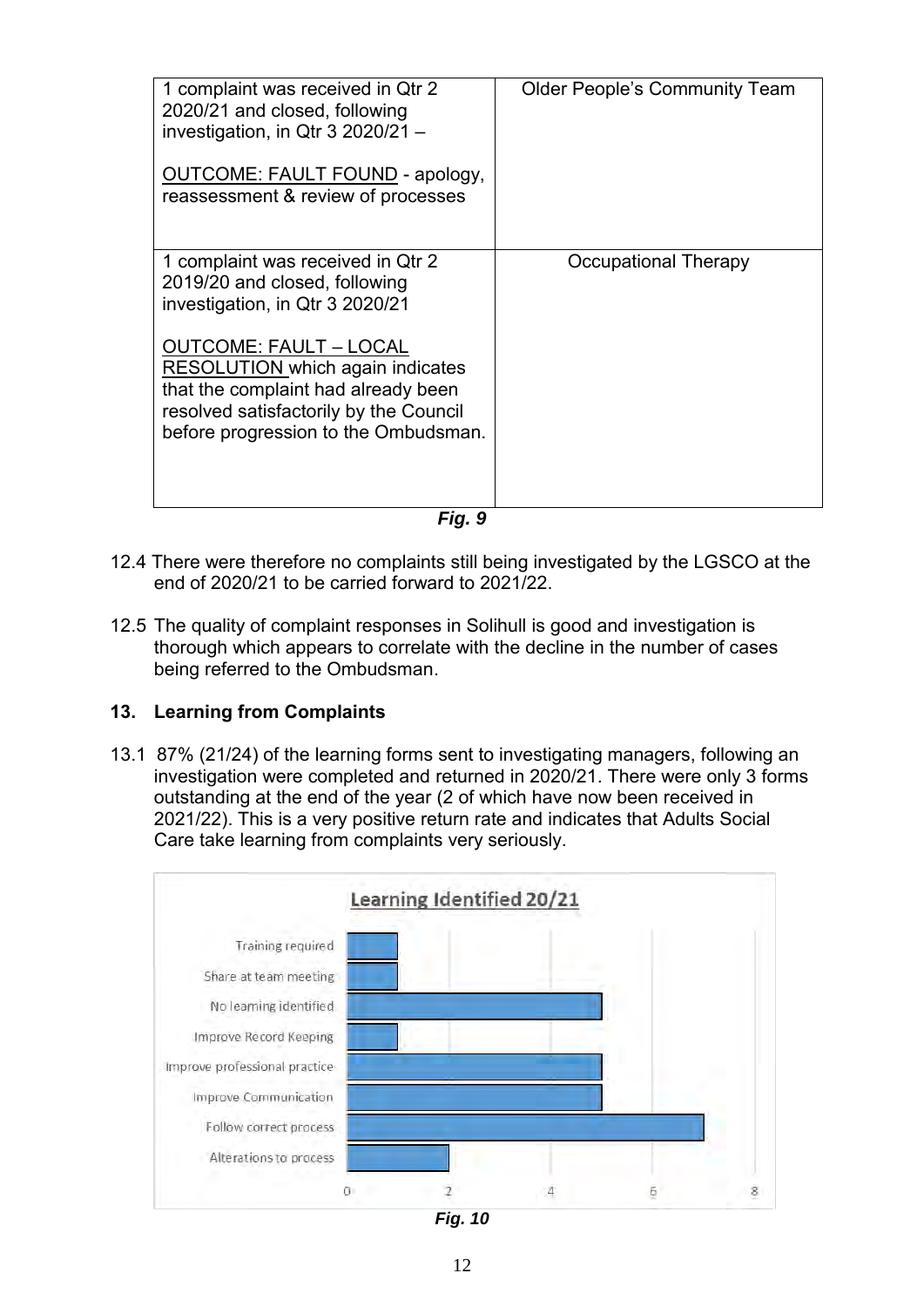| | |
|---|---|
| 1 complaint was received in Qtr 2 2020/21 and closed, following investigation, in Qtr 3 2020/21 – <br><br> OUTCOME: FAULT FOUND - apology, reassessment & review of processes | Older People's Community Team |
| 1 complaint was received in Qtr 2 2019/20 and closed, following investigation, in Qtr 3 2020/21 <br><br> OUTCOME: FAULT – LOCAL RESOLUTION which again indicates that the complaint had already been resolved satisfactorily by the Council before progression to the Ombudsman. | Occupational Therapy |

***Fig. 9***

12.4 There were therefore no complaints still being investigated by the LGSCO at the end of 2020/21 to be carried forward to 2021/22.

12.5 The quality of complaint responses in Solihull is good and investigation is thorough which appears to correlate with the decline in the number of cases being referred to the Ombudsman.

## 13. Learning from Complaints

13.1 87% (21/24) of the learning forms sent to investigating managers, following an investigation were completed and returned in 2020/21. There were only 3 forms outstanding at the end of the year (2 of which have now been received in 2021/22). This is a very positive return rate and indicates that Adults Social Care take learning from complaints very seriously.

**Learning Identified 20/21**

| Learning | Count |
|---|---|
| Training required | 1 |
| Share at team meeting | 1 |
| No learning identified | 5 |
| Improve Record Keeping | 1 |
| Improve professional practice | 5 |
| Improve Communication | 5 |
| Follow correct process | 7 |
| Alterations to process | 2 |

***Fig. 10***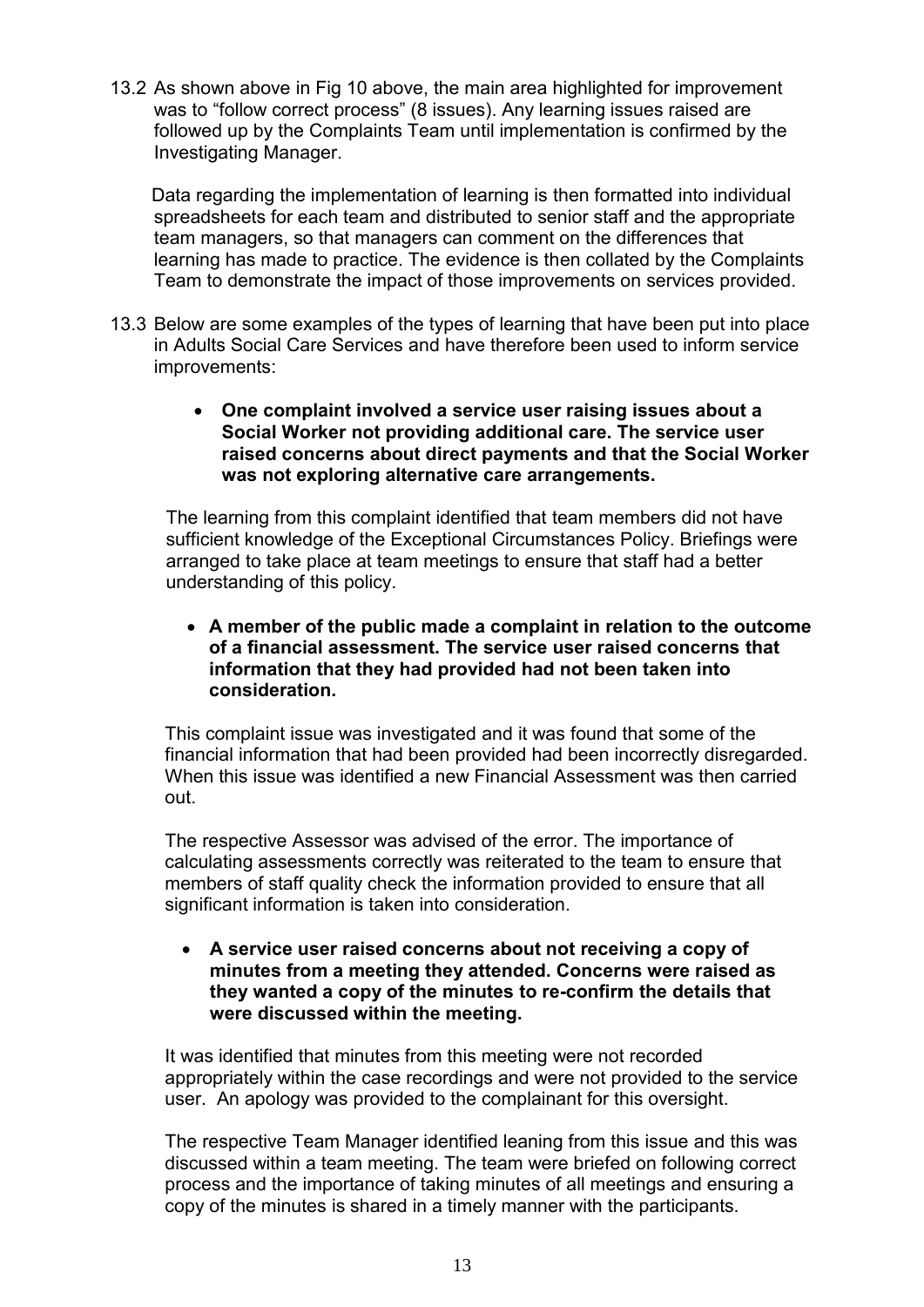13.2 As shown above in Fig 10 above, the main area highlighted for improvement was to "follow correct process" (8 issues). Any learning issues raised are followed up by the Complaints Team until implementation is confirmed by the Investigating Manager.

Data regarding the implementation of learning is then formatted into individual spreadsheets for each team and distributed to senior staff and the appropriate team managers, so that managers can comment on the differences that learning has made to practice. The evidence is then collated by the Complaints Team to demonstrate the impact of those improvements on services provided.

13.3 Below are some examples of the types of learning that have been put into place in Adults Social Care Services and have therefore been used to inform service improvements:

- **One complaint involved a service user raising issues about a Social Worker not providing additional care. The service user raised concerns about direct payments and that the Social Worker was not exploring alternative care arrangements.**

The learning from this complaint identified that team members did not have sufficient knowledge of the Exceptional Circumstances Policy. Briefings were arranged to take place at team meetings to ensure that staff had a better understanding of this policy.

- **A member of the public made a complaint in relation to the outcome of a financial assessment. The service user raised concerns that information that they had provided had not been taken into consideration.**

This complaint issue was investigated and it was found that some of the financial information that had been provided had been incorrectly disregarded. When this issue was identified a new Financial Assessment was then carried out.

The respective Assessor was advised of the error. The importance of calculating assessments correctly was reiterated to the team to ensure that members of staff quality check the information provided to ensure that all significant information is taken into consideration.

- **A service user raised concerns about not receiving a copy of minutes from a meeting they attended. Concerns were raised as they wanted a copy of the minutes to re-confirm the details that were discussed within the meeting.**

It was identified that minutes from this meeting were not recorded appropriately within the case recordings and were not provided to the service user. An apology was provided to the complainant for this oversight.

The respective Team Manager identified leaning from this issue and this was discussed within a team meeting. The team were briefed on following correct process and the importance of taking minutes of all meetings and ensuring a copy of the minutes is shared in a timely manner with the participants.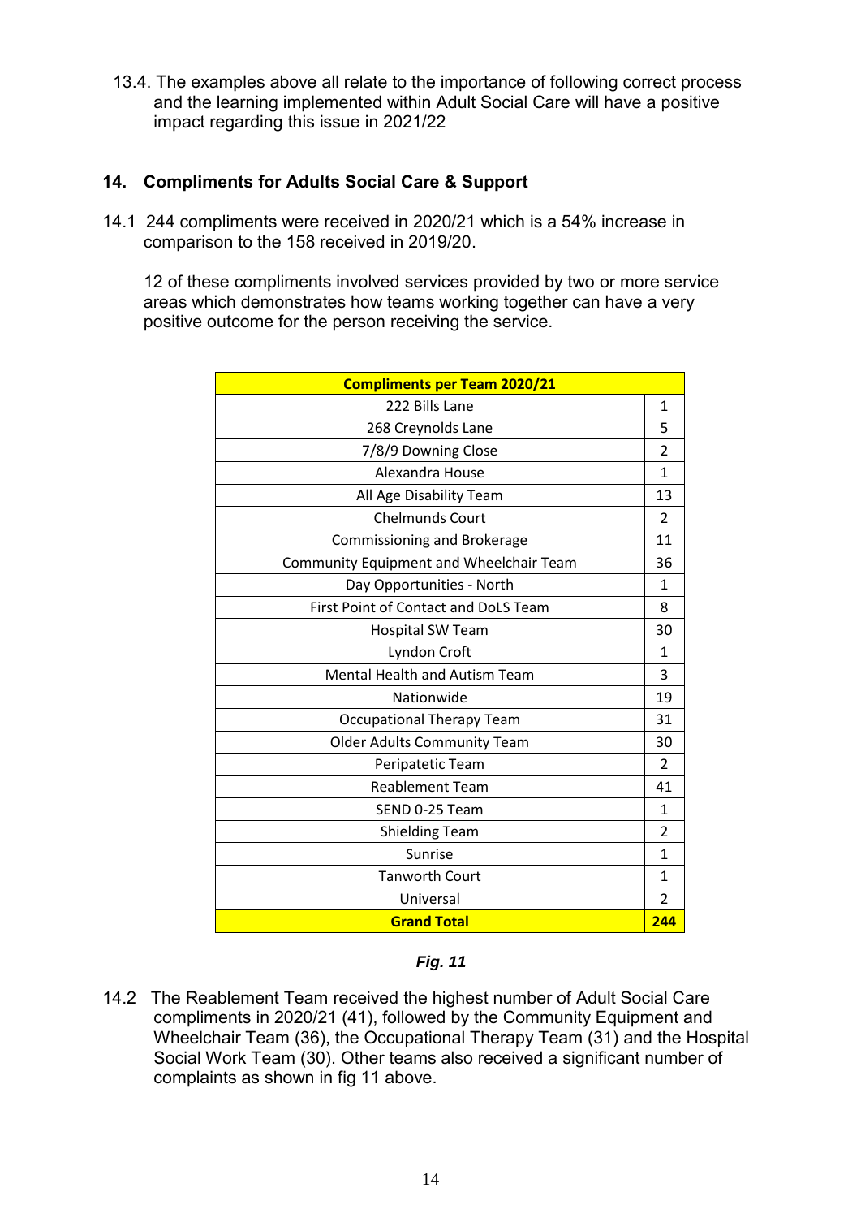13.4. The examples above all relate to the importance of following correct process and the learning implemented within Adult Social Care will have a positive impact regarding this issue in 2021/22

## 14. Compliments for Adults Social Care & Support

14.1 244 compliments were received in 2020/21 which is a 54% increase in comparison to the 158 received in 2019/20.

12 of these compliments involved services provided by two or more service areas which demonstrates how teams working together can have a very positive outcome for the person receiving the service.

| **Compliments per Team 2020/21** | |
|---|---|
| 222 Bills Lane | 1 |
| 268 Creynolds Lane | 5 |
| 7/8/9 Downing Close | 2 |
| Alexandra House | 1 |
| All Age Disability Team | 13 |
| Chelmunds Court | 2 |
| Commissioning and Brokerage | 11 |
| Community Equipment and Wheelchair Team | 36 |
| Day Opportunities - North | 1 |
| First Point of Contact and DoLS Team | 8 |
| Hospital SW Team | 30 |
| Lyndon Croft | 1 |
| Mental Health and Autism Team | 3 |
| Nationwide | 19 |
| Occupational Therapy Team | 31 |
| Older Adults Community Team | 30 |
| Peripatetic Team | 2 |
| Reablement Team | 41 |
| SEND 0-25 Team | 1 |
| Shielding Team | 2 |
| Sunrise | 1 |
| Tanworth Court | 1 |
| Universal | 2 |
| **Grand Total** | **244** |

***Fig. 11***

14.2 The Reablement Team received the highest number of Adult Social Care compliments in 2020/21 (41), followed by the Community Equipment and Wheelchair Team (36), the Occupational Therapy Team (31) and the Hospital Social Work Team (30). Other teams also received a significant number of complaints as shown in fig 11 above.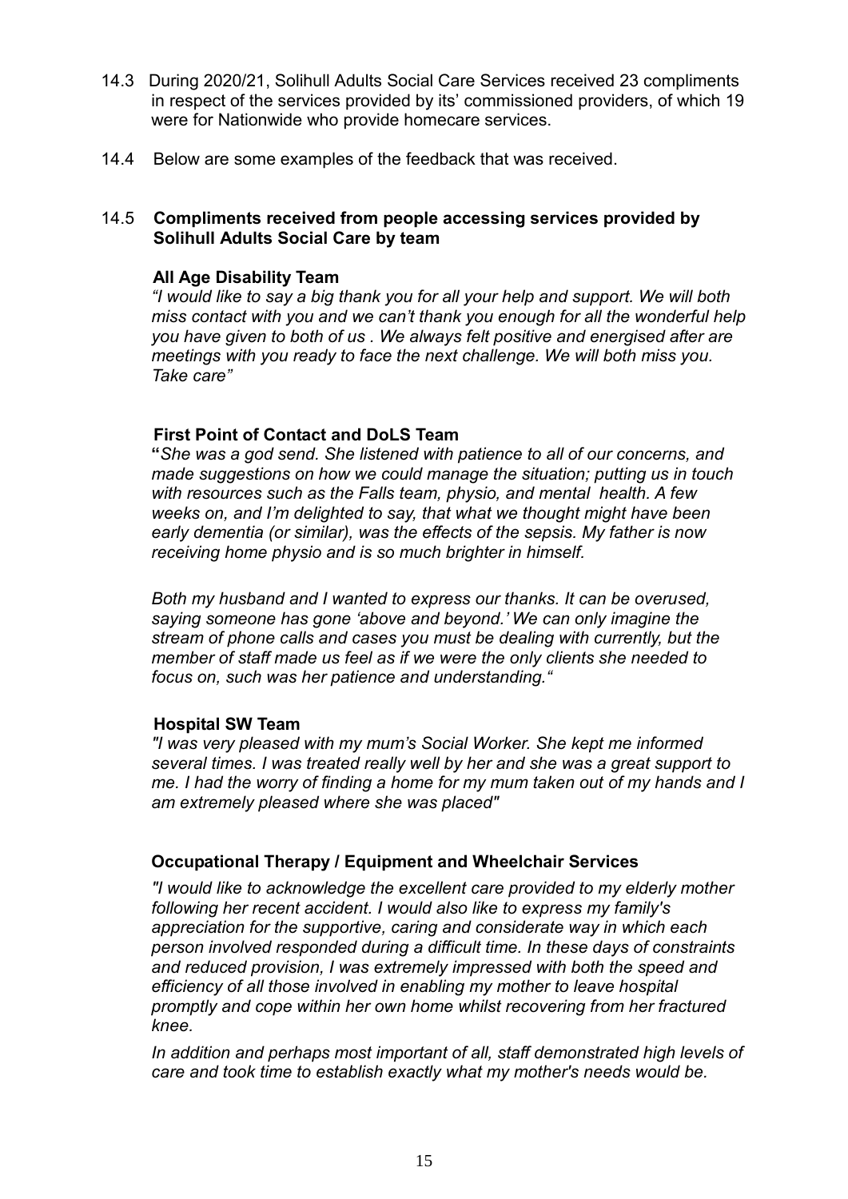14.3 During 2020/21, Solihull Adults Social Care Services received 23 compliments in respect of the services provided by its' commissioned providers, of which 19 were for Nationwide who provide homecare services.

14.4 Below are some examples of the feedback that was received.

14.5 **Compliments received from people accessing services provided by Solihull Adults Social Care by team**

**All Age Disability Team**

*"I would like to say a big thank you for all your help and support. We will both miss contact with you and we can't thank you enough for all the wonderful help you have given to both of us . We always felt positive and energised after are meetings with you ready to face the next challenge. We will both miss you. Take care"*

**First Point of Contact and DoLS Team**

**"***She was a god send. She listened with patience to all of our concerns, and made suggestions on how we could manage the situation; putting us in touch with resources such as the Falls team, physio, and mental health. A few weeks on, and I'm delighted to say, that what we thought might have been early dementia (or similar), was the effects of the sepsis. My father is now receiving home physio and is so much brighter in himself.*

*Both my husband and I wanted to express our thanks. It can be overused, saying someone has gone 'above and beyond.' We can only imagine the stream of phone calls and cases you must be dealing with currently, but the member of staff made us feel as if we were the only clients she needed to focus on, such was her patience and understanding."*

**Hospital SW Team**

*"I was very pleased with my mum's Social Worker. She kept me informed several times. I was treated really well by her and she was a great support to me. I had the worry of finding a home for my mum taken out of my hands and I am extremely pleased where she was placed"*

**Occupational Therapy / Equipment and Wheelchair Services**

*"I would like to acknowledge the excellent care provided to my elderly mother following her recent accident. I would also like to express my family's appreciation for the supportive, caring and considerate way in which each person involved responded during a difficult time. In these days of constraints and reduced provision, I was extremely impressed with both the speed and efficiency of all those involved in enabling my mother to leave hospital promptly and cope within her own home whilst recovering from her fractured knee.*

*In addition and perhaps most important of all, staff demonstrated high levels of care and took time to establish exactly what my mother's needs would be.*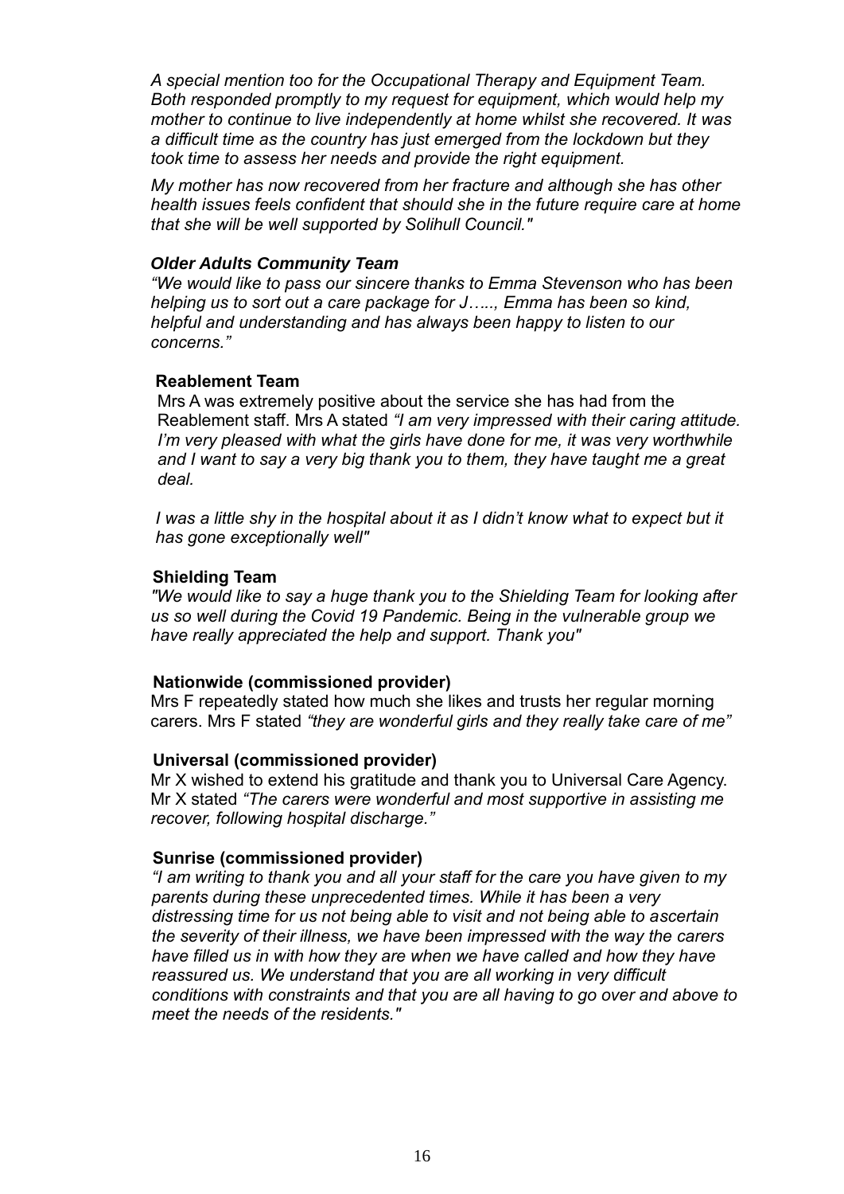*A special mention too for the Occupational Therapy and Equipment Team. Both responded promptly to my request for equipment, which would help my mother to continue to live independently at home whilst she recovered. It was a difficult time as the country has just emerged from the lockdown but they took time to assess her needs and provide the right equipment.*

*My mother has now recovered from her fracture and although she has other health issues feels confident that should she in the future require care at home that she will be well supported by Solihull Council."*

***Older Adults Community Team***

*"We would like to pass our sincere thanks to Emma Stevenson who has been helping us to sort out a care package for J….., Emma has been so kind, helpful and understanding and has always been happy to listen to our concerns."*

**Reablement Team**

Mrs A was extremely positive about the service she has had from the Reablement staff. Mrs A stated *"I am very impressed with their caring attitude. I'm very pleased with what the girls have done for me, it was very worthwhile and I want to say a very big thank you to them, they have taught me a great deal.*

*I was a little shy in the hospital about it as I didn't know what to expect but it has gone exceptionally well"*

**Shielding Team**

*"We would like to say a huge thank you to the Shielding Team for looking after us so well during the Covid 19 Pandemic. Being in the vulnerable group we have really appreciated the help and support. Thank you"*

**Nationwide (commissioned provider)**

Mrs F repeatedly stated how much she likes and trusts her regular morning carers. Mrs F stated *"they are wonderful girls and they really take care of me"*

**Universal (commissioned provider)**

Mr X wished to extend his gratitude and thank you to Universal Care Agency. Mr X stated *"The carers were wonderful and most supportive in assisting me recover, following hospital discharge."*

**Sunrise (commissioned provider)**

*"I am writing to thank you and all your staff for the care you have given to my parents during these unprecedented times. While it has been a very distressing time for us not being able to visit and not being able to ascertain the severity of their illness, we have been impressed with the way the carers have filled us in with how they are when we have called and how they have reassured us. We understand that you are all working in very difficult conditions with constraints and that you are all having to go over and above to meet the needs of the residents."*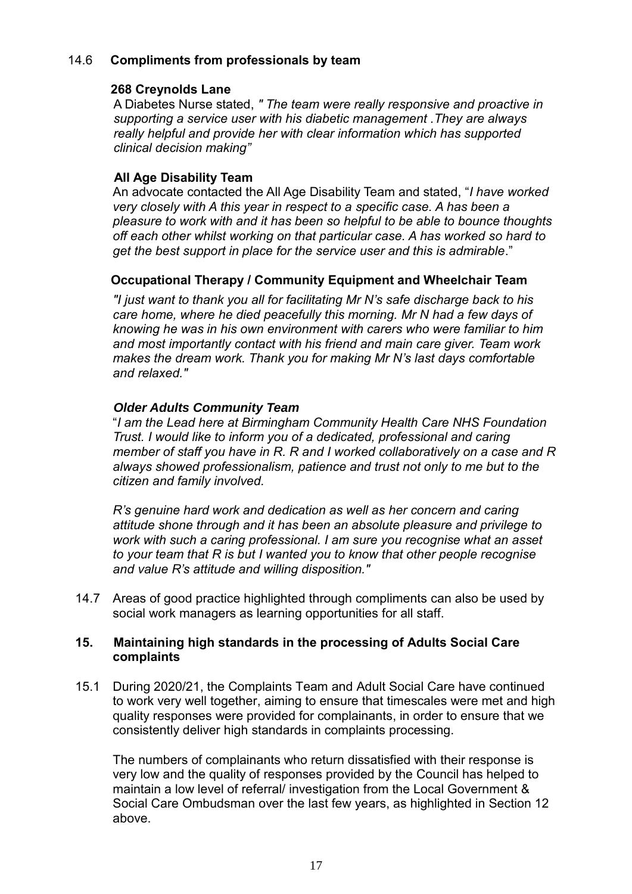### 14.6 Compliments from professionals by team

**268 Creynolds Lane**

A Diabetes Nurse stated, *" The team were really responsive and proactive in supporting a service user with his diabetic management .They are always really helpful and provide her with clear information which has supported clinical decision making"*

**All Age Disability Team**

An advocate contacted the All Age Disability Team and stated, "*I have worked very closely with A this year in respect to a specific case. A has been a pleasure to work with and it has been so helpful to be able to bounce thoughts off each other whilst working on that particular case. A has worked so hard to get the best support in place for the service user and this is admirable*."

**Occupational Therapy / Community Equipment and Wheelchair Team**

*"I just want to thank you all for facilitating Mr N's safe discharge back to his care home, where he died peacefully this morning. Mr N had a few days of knowing he was in his own environment with carers who were familiar to him and most importantly contact with his friend and main care giver. Team work makes the dream work. Thank you for making Mr N's last days comfortable and relaxed."*

***Older Adults Community Team***

"*I am the Lead here at Birmingham Community Health Care NHS Foundation Trust. I would like to inform you of a dedicated, professional and caring member of staff you have in R. R and I worked collaboratively on a case and R always showed professionalism, patience and trust not only to me but to the citizen and family involved.*

*R's genuine hard work and dedication as well as her concern and caring attitude shone through and it has been an absolute pleasure and privilege to work with such a caring professional. I am sure you recognise what an asset to your team that R is but I wanted you to know that other people recognise and value R's attitude and willing disposition."*

14.7 Areas of good practice highlighted through compliments can also be used by social work managers as learning opportunities for all staff.

## 15. Maintaining high standards in the processing of Adults Social Care complaints

15.1 During 2020/21, the Complaints Team and Adult Social Care have continued to work very well together, aiming to ensure that timescales were met and high quality responses were provided for complainants, in order to ensure that we consistently deliver high standards in complaints processing.

The numbers of complainants who return dissatisfied with their response is very low and the quality of responses provided by the Council has helped to maintain a low level of referral/ investigation from the Local Government & Social Care Ombudsman over the last few years, as highlighted in Section 12 above.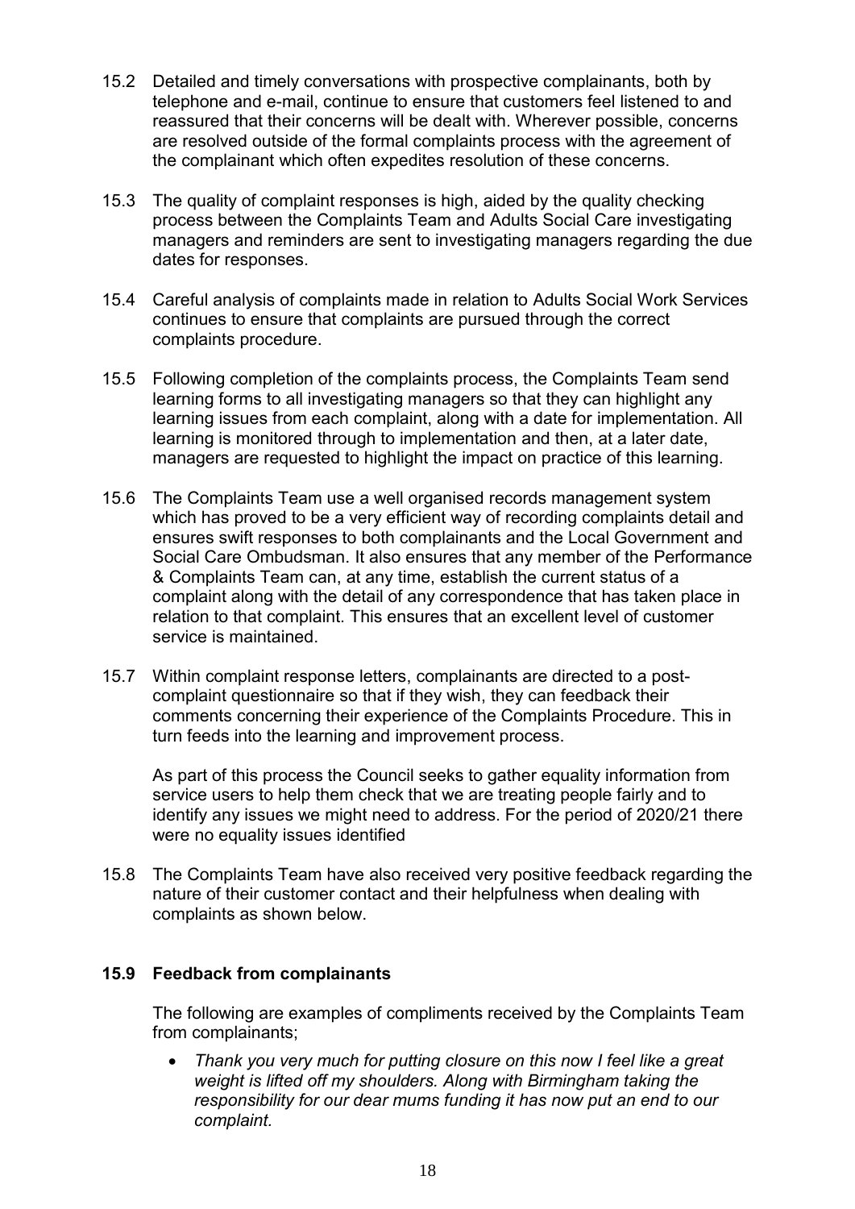15.2 Detailed and timely conversations with prospective complainants, both by telephone and e-mail, continue to ensure that customers feel listened to and reassured that their concerns will be dealt with. Wherever possible, concerns are resolved outside of the formal complaints process with the agreement of the complainant which often expedites resolution of these concerns.

15.3 The quality of complaint responses is high, aided by the quality checking process between the Complaints Team and Adults Social Care investigating managers and reminders are sent to investigating managers regarding the due dates for responses.

15.4 Careful analysis of complaints made in relation to Adults Social Work Services continues to ensure that complaints are pursued through the correct complaints procedure.

15.5 Following completion of the complaints process, the Complaints Team send learning forms to all investigating managers so that they can highlight any learning issues from each complaint, along with a date for implementation. All learning is monitored through to implementation and then, at a later date, managers are requested to highlight the impact on practice of this learning.

15.6 The Complaints Team use a well organised records management system which has proved to be a very efficient way of recording complaints detail and ensures swift responses to both complainants and the Local Government and Social Care Ombudsman. It also ensures that any member of the Performance & Complaints Team can, at any time, establish the current status of a complaint along with the detail of any correspondence that has taken place in relation to that complaint. This ensures that an excellent level of customer service is maintained.

15.7 Within complaint response letters, complainants are directed to a post-complaint questionnaire so that if they wish, they can feedback their comments concerning their experience of the Complaints Procedure. This in turn feeds into the learning and improvement process.

As part of this process the Council seeks to gather equality information from service users to help them check that we are treating people fairly and to identify any issues we might need to address. For the period of 2020/21 there were no equality issues identified

15.8 The Complaints Team have also received very positive feedback regarding the nature of their customer contact and their helpfulness when dealing with complaints as shown below.

**15.9 Feedback from complainants**

The following are examples of compliments received by the Complaints Team from complainants;

- *Thank you very much for putting closure on this now I feel like a great weight is lifted off my shoulders. Along with Birmingham taking the responsibility for our dear mums funding it has now put an end to our complaint.*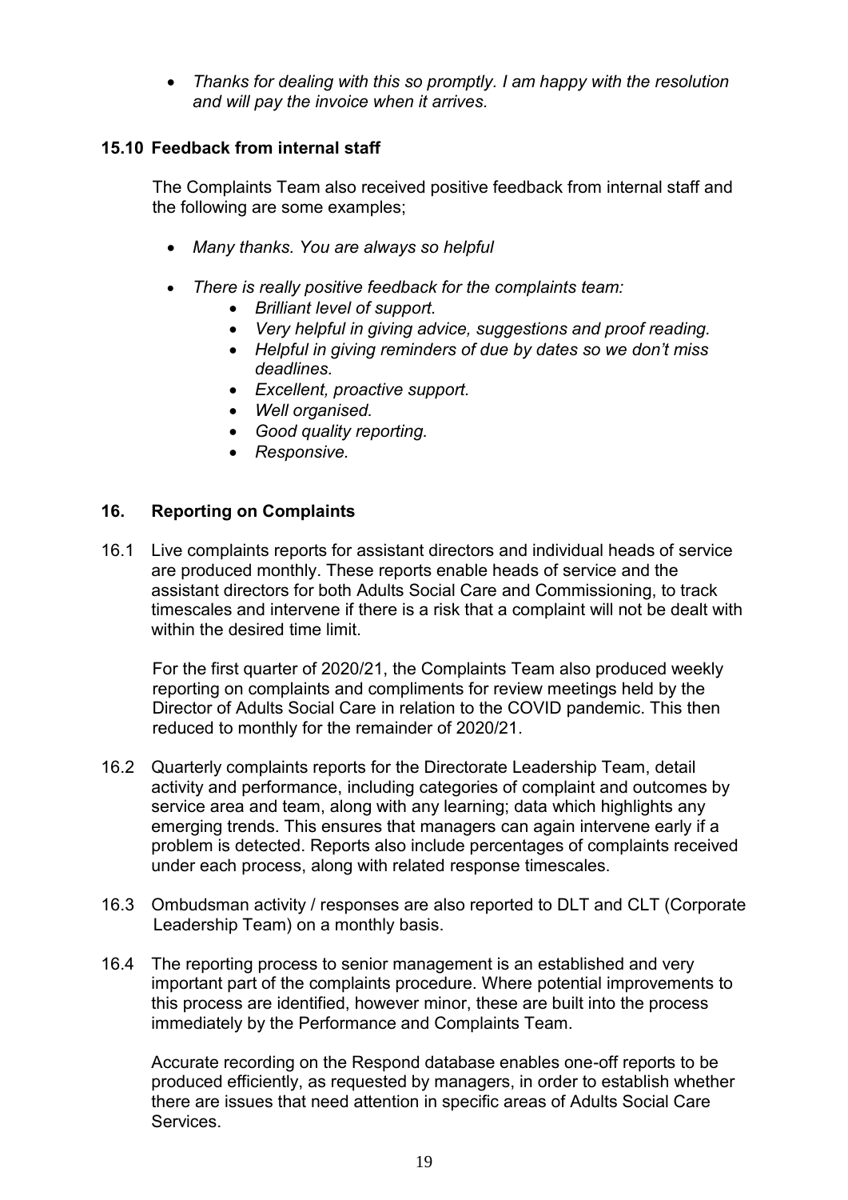- *Thanks for dealing with this so promptly. I am happy with the resolution and will pay the invoice when it arrives.*

### 15.10 Feedback from internal staff

The Complaints Team also received positive feedback from internal staff and the following are some examples;

- *Many thanks. You are always so helpful*
- *There is really positive feedback for the complaints team:*
    - *Brilliant level of support.*
    - *Very helpful in giving advice, suggestions and proof reading.*
    - *Helpful in giving reminders of due by dates so we don't miss deadlines.*
    - *Excellent, proactive support.*
    - *Well organised.*
    - *Good quality reporting.*
    - *Responsive.*

## 16. Reporting on Complaints

16.1 Live complaints reports for assistant directors and individual heads of service are produced monthly. These reports enable heads of service and the assistant directors for both Adults Social Care and Commissioning, to track timescales and intervene if there is a risk that a complaint will not be dealt with within the desired time limit.

For the first quarter of 2020/21, the Complaints Team also produced weekly reporting on complaints and compliments for review meetings held by the Director of Adults Social Care in relation to the COVID pandemic. This then reduced to monthly for the remainder of 2020/21.

16.2 Quarterly complaints reports for the Directorate Leadership Team, detail activity and performance, including categories of complaint and outcomes by service area and team, along with any learning; data which highlights any emerging trends. This ensures that managers can again intervene early if a problem is detected. Reports also include percentages of complaints received under each process, along with related response timescales.

16.3 Ombudsman activity / responses are also reported to DLT and CLT (Corporate Leadership Team) on a monthly basis.

16.4 The reporting process to senior management is an established and very important part of the complaints procedure. Where potential improvements to this process are identified, however minor, these are built into the process immediately by the Performance and Complaints Team.

Accurate recording on the Respond database enables one-off reports to be produced efficiently, as requested by managers, in order to establish whether there are issues that need attention in specific areas of Adults Social Care Services.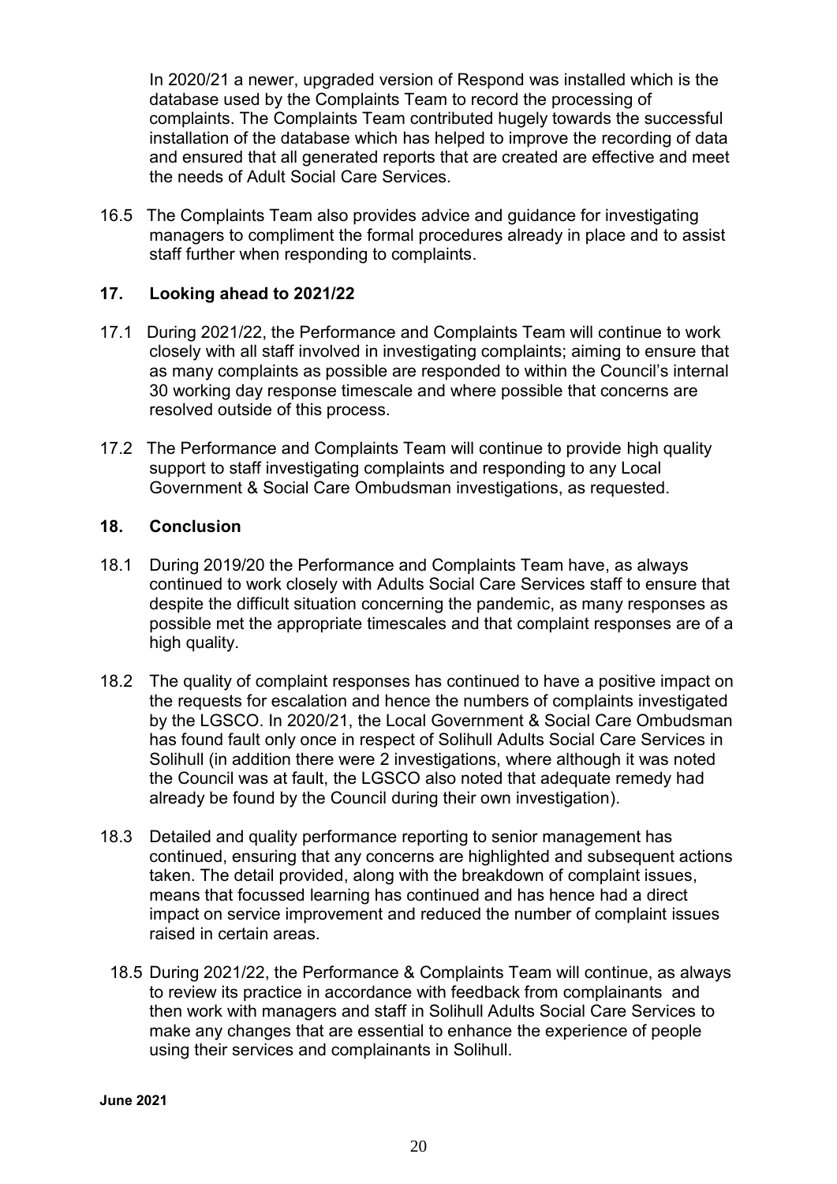In 2020/21 a newer, upgraded version of Respond was installed which is the database used by the Complaints Team to record the processing of complaints. The Complaints Team contributed hugely towards the successful installation of the database which has helped to improve the recording of data and ensured that all generated reports that are created are effective and meet the needs of Adult Social Care Services.

16.5 The Complaints Team also provides advice and guidance for investigating managers to compliment the formal procedures already in place and to assist staff further when responding to complaints.

## 17. Looking ahead to 2021/22

17.1 During 2021/22, the Performance and Complaints Team will continue to work closely with all staff involved in investigating complaints; aiming to ensure that as many complaints as possible are responded to within the Council's internal 30 working day response timescale and where possible that concerns are resolved outside of this process.

17.2 The Performance and Complaints Team will continue to provide high quality support to staff investigating complaints and responding to any Local Government & Social Care Ombudsman investigations, as requested.

## 18. Conclusion

18.1 During 2019/20 the Performance and Complaints Team have, as always continued to work closely with Adults Social Care Services staff to ensure that despite the difficult situation concerning the pandemic, as many responses as possible met the appropriate timescales and that complaint responses are of a high quality.

18.2 The quality of complaint responses has continued to have a positive impact on the requests for escalation and hence the numbers of complaints investigated by the LGSCO. In 2020/21, the Local Government & Social Care Ombudsman has found fault only once in respect of Solihull Adults Social Care Services in Solihull (in addition there were 2 investigations, where although it was noted the Council was at fault, the LGSCO also noted that adequate remedy had already be found by the Council during their own investigation).

18.3 Detailed and quality performance reporting to senior management has continued, ensuring that any concerns are highlighted and subsequent actions taken. The detail provided, along with the breakdown of complaint issues, means that focussed learning has continued and has hence had a direct impact on service improvement and reduced the number of complaint issues raised in certain areas.

18.5 During 2021/22, the Performance & Complaints Team will continue, as always to review its practice in accordance with feedback from complainants and then work with managers and staff in Solihull Adults Social Care Services to make any changes that are essential to enhance the experience of people using their services and complainants in Solihull.

**June 2021**